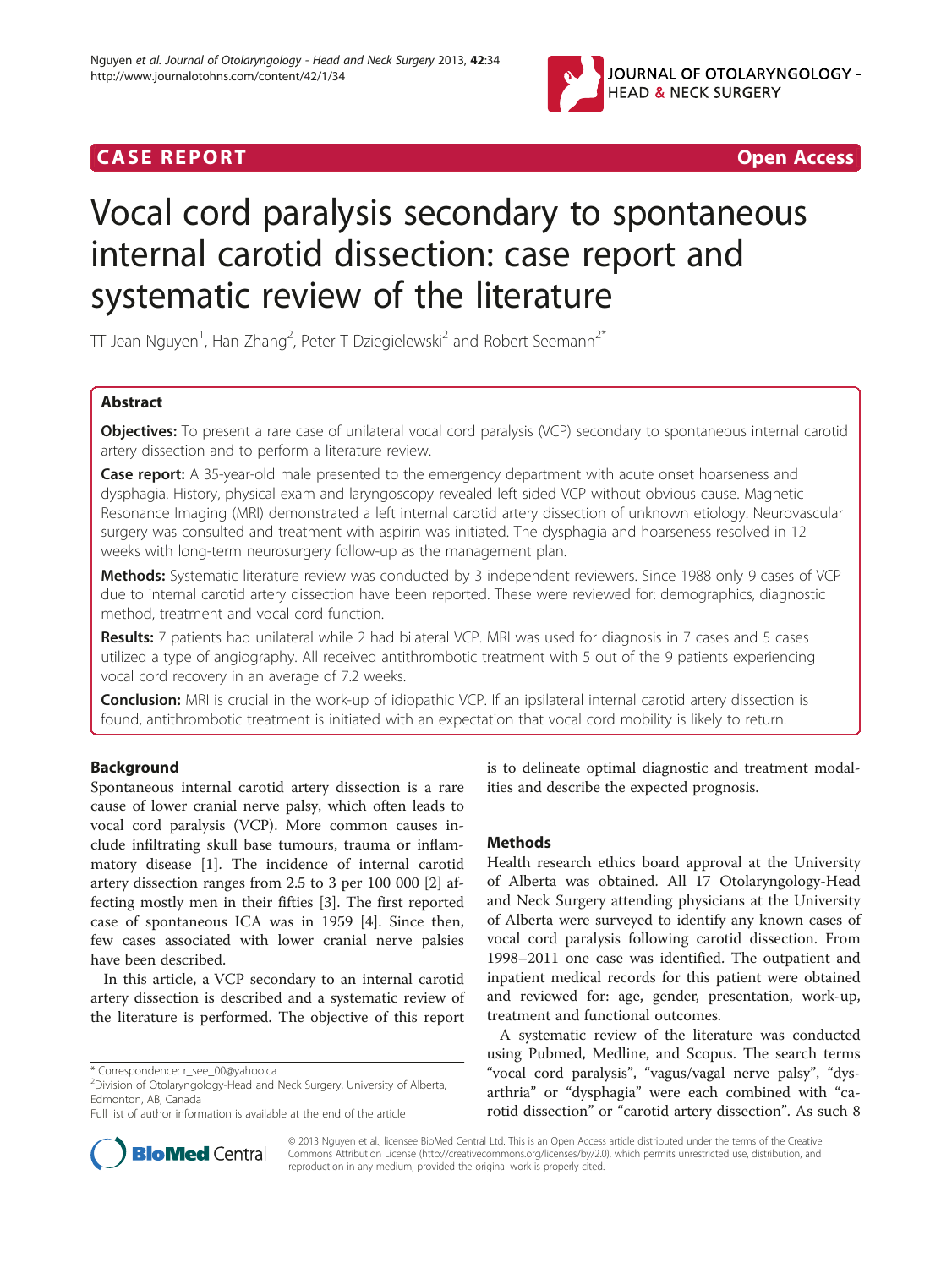CASE REPORT Open Access

# Vocal cord paralysis secondary to spontaneous internal carotid dissection: case report and systematic review of the literature

TT Jean Nguyen[1], Han Zhang[2], Peter T Dziegielewski[2] and Robert Seemann[2*]

## Abstract

**Objectives:** To present a rare case of unilateral vocal cord paralysis (VCP) secondary to spontaneous internal carotid artery dissection and to perform a literature review.

**Case report:** A 35-year-old male presented to the emergency department with acute onset hoarseness and dysphagia. History, physical exam and laryngoscopy revealed left sided VCP without obvious cause. Magnetic Resonance Imaging (MRI) demonstrated a left internal carotid artery dissection of unknown etiology. Neurovascular surgery was consulted and treatment with aspirin was initiated. The dysphagia and hoarseness resolved in 12 weeks with long-term neurosurgery follow-up as the management plan.

**Methods:** Systematic literature review was conducted by 3 independent reviewers. Since 1988 only 9 cases of VCP due to internal carotid artery dissection have been reported. These were reviewed for: demographics, diagnostic method, treatment and vocal cord function.

**Results:** 7 patients had unilateral while 2 had bilateral VCP. MRI was used for diagnosis in 7 cases and 5 cases utilized a type of angiography. All received antithrombotic treatment with 5 out of the 9 patients experiencing vocal cord recovery in an average of 7.2 weeks.

**Conclusion:** MRI is crucial in the work-up of idiopathic VCP. If an ipsilateral internal carotid artery dissection is found, antithrombotic treatment is initiated with an expectation that vocal cord mobility is likely to return.

## Background

Spontaneous internal carotid artery dissection is a rare cause of lower cranial nerve palsy, which often leads to vocal cord paralysis (VCP). More common causes include infiltrating skull base tumours, trauma or inflammatory disease [1]. The incidence of internal carotid artery dissection ranges from 2.5 to 3 per 100 000 [2] affecting mostly men in their fifties [3]. The first reported case of spontaneous ICA was in 1959 [4]. Since then, few cases associated with lower cranial nerve palsies have been described.

In this article, a VCP secondary to an internal carotid artery dissection is described and a systematic review of the literature is performed. The objective of this report is to delineate optimal diagnostic and treatment modalities and describe the expected prognosis.

## Methods

Health research ethics board approval at the University of Alberta was obtained. All 17 Otolaryngology-Head and Neck Surgery attending physicians at the University of Alberta were surveyed to identify any known cases of vocal cord paralysis following carotid dissection. From 1998–2011 one case was identified. The outpatient and inpatient medical records for this patient were obtained and reviewed for: age, gender, presentation, work-up, treatment and functional outcomes.

A systematic review of the literature was conducted using Pubmed, Medline, and Scopus. The search terms "vocal cord paralysis", "vagus/vagal nerve palsy", "dysarthria" or "dysphagia" were each combined with "carotid dissection" or "carotid artery dissection". As such 8

* Correspondence: r_see_00@yahoo.ca
[2]Division of Otolaryngology-Head and Neck Surgery, University of Alberta, Edmonton, AB, Canada
Full list of author information is available at the end of the article

© 2013 Nguyen et al.; licensee BioMed Central Ltd. This is an Open Access article distributed under the terms of the Creative Commons Attribution License (http://creativecommons.org/licenses/by/2.0), which permits unrestricted use, distribution, and reproduction in any medium, provided the original work is properly cited.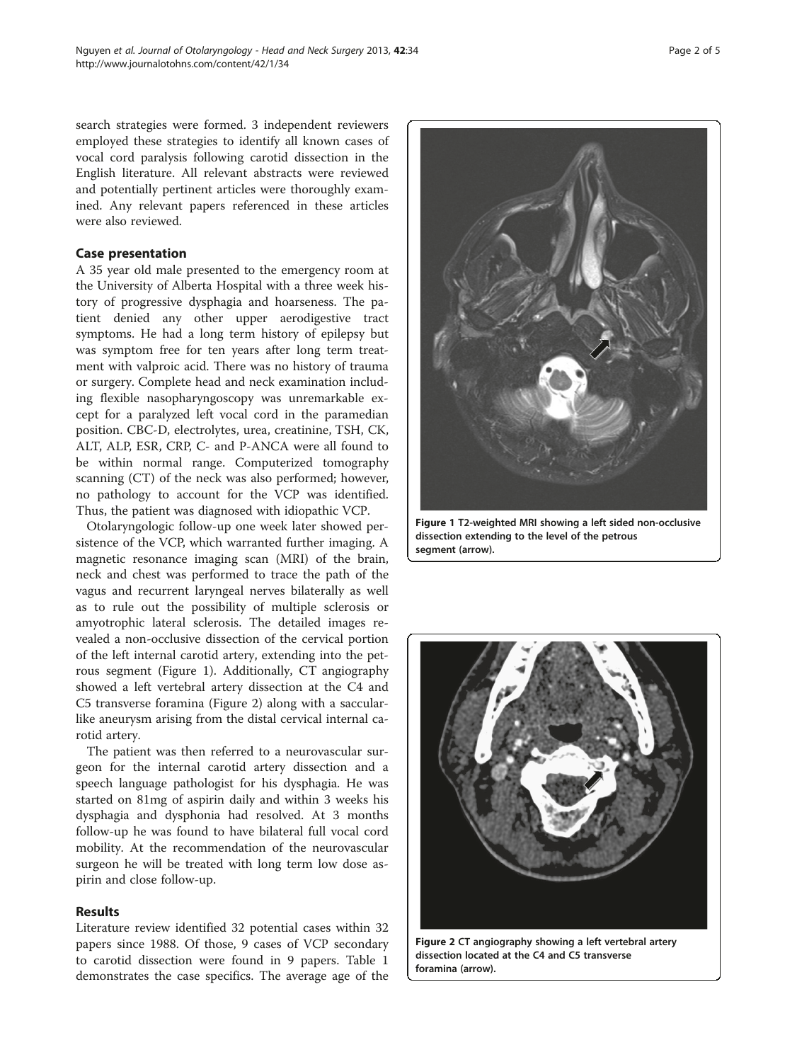search strategies were formed. 3 independent reviewers employed these strategies to identify all known cases of vocal cord paralysis following carotid dissection in the English literature. All relevant abstracts were reviewed and potentially pertinent articles were thoroughly examined. Any relevant papers referenced in these articles were also reviewed.

## Case presentation

A 35 year old male presented to the emergency room at the University of Alberta Hospital with a three week history of progressive dysphagia and hoarseness. The patient denied any other upper aerodigestive tract symptoms. He had a long term history of epilepsy but was symptom free for ten years after long term treatment with valproic acid. There was no history of trauma or surgery. Complete head and neck examination including flexible nasopharyngoscopy was unremarkable except for a paralyzed left vocal cord in the paramedian position. CBC-D, electrolytes, urea, creatinine, TSH, CK, ALT, ALP, ESR, CRP, C- and P-ANCA were all found to be within normal range. Computerized tomography scanning (CT) of the neck was also performed; however, no pathology to account for the VCP was identified. Thus, the patient was diagnosed with idiopathic VCP.

Otolaryngologic follow-up one week later showed persistence of the VCP, which warranted further imaging. A magnetic resonance imaging scan (MRI) of the brain, neck and chest was performed to trace the path of the vagus and recurrent laryngeal nerves bilaterally as well as to rule out the possibility of multiple sclerosis or amyotrophic lateral sclerosis. The detailed images revealed a non-occlusive dissection of the cervical portion of the left internal carotid artery, extending into the petrous segment (Figure 1). Additionally, CT angiography showed a left vertebral artery dissection at the C4 and C5 transverse foramina (Figure 2) along with a saccular-like aneurysm arising from the distal cervical internal carotid artery.

The patient was then referred to a neurovascular surgeon for the internal carotid artery dissection and a speech language pathologist for his dysphagia. He was started on 81mg of aspirin daily and within 3 weeks his dysphagia and dysphonia had resolved. At 3 months follow-up he was found to have bilateral full vocal cord mobility. At the recommendation of the neurovascular surgeon he will be treated with long term low dose aspirin and close follow-up.

**Figure 1** T2-weighted MRI showing a left sided non-occlusive dissection extending to the level of the petrous segment (arrow).

**Figure 2** CT angiography showing a left vertebral artery dissection located at the C4 and C5 transverse foramina (arrow).

## Results

Literature review identified 32 potential cases within 32 papers since 1988. Of those, 9 cases of VCP secondary to carotid dissection were found in 9 papers. Table 1 demonstrates the case specifics. The average age of the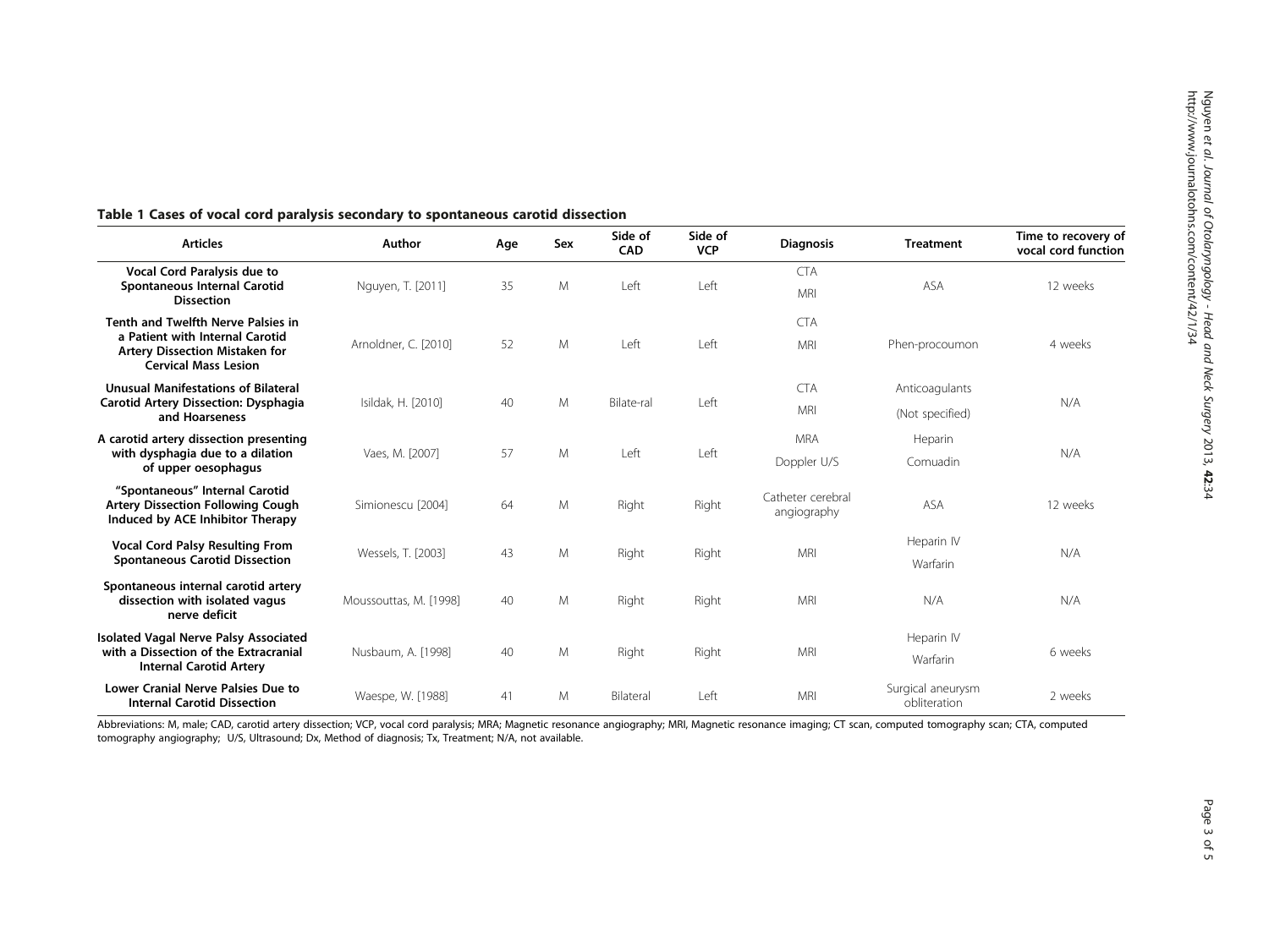**Table 1 Cases of vocal cord paralysis secondary to spontaneous carotid dissection**

| Articles | Author | Age | Sex | Side of CAD | Side of VCP | Diagnosis | Treatment | Time to recovery of vocal cord function |
|---|---|---|---|---|---|---|---|---|
| Vocal Cord Paralysis due to Spontaneous Internal Carotid Dissection | Nguyen, T. [2011] | 35 | M | Left | Left | CTA MRI | ASA | 12 weeks |
| Tenth and Twelfth Nerve Palsies in a Patient with Internal Carotid Artery Dissection Mistaken for Cervical Mass Lesion | Arnoldner, C. [2010] | 52 | M | Left | Left | CTA MRI | Phen-procoumon | 4 weeks |
| Unusual Manifestations of Bilateral Carotid Artery Dissection: Dysphagia and Hoarseness | Isildak, H. [2010] | 40 | M | Bilate-ral | Left | CTA MRI | Anticoagulants (Not specified) | N/A |
| A carotid artery dissection presenting with dysphagia due to a dilation of upper oesophagus | Vaes, M. [2007] | 57 | M | Left | Left | MRA Doppler U/S | Heparin Comuadin | N/A |
| "Spontaneous" Internal Carotid Artery Dissection Following Cough Induced by ACE Inhibitor Therapy | Simionescu [2004] | 64 | M | Right | Right | Catheter cerebral angiography | ASA | 12 weeks |
| Vocal Cord Palsy Resulting From Spontaneous Carotid Dissection | Wessels, T. [2003] | 43 | M | Right | Right | MRI | Heparin IV Warfarin | N/A |
| Spontaneous internal carotid artery dissection with isolated vagus nerve deficit | Moussouttas, M. [1998] | 40 | M | Right | Right | MRI | N/A | N/A |
| Isolated Vagal Nerve Palsy Associated with a Dissection of the Extracranial Internal Carotid Artery | Nusbaum, A. [1998] | 40 | M | Right | Right | MRI | Heparin IV Warfarin | 6 weeks |
| Lower Cranial Nerve Palsies Due to Internal Carotid Dissection | Waespe, W. [1988] | 41 | M | Bilateral | Left | MRI | Surgical aneurysm obliteration | 2 weeks |

Abbreviations: M, male; CAD, carotid artery dissection; VCP, vocal cord paralysis; MRA; Magnetic resonance angiography; MRI, Magnetic resonance imaging; CT scan, computed tomography scan; CTA, computed tomography angiography; U/S, Ultrasound; Dx, Method of diagnosis; Tx, Treatment; N/A, not available.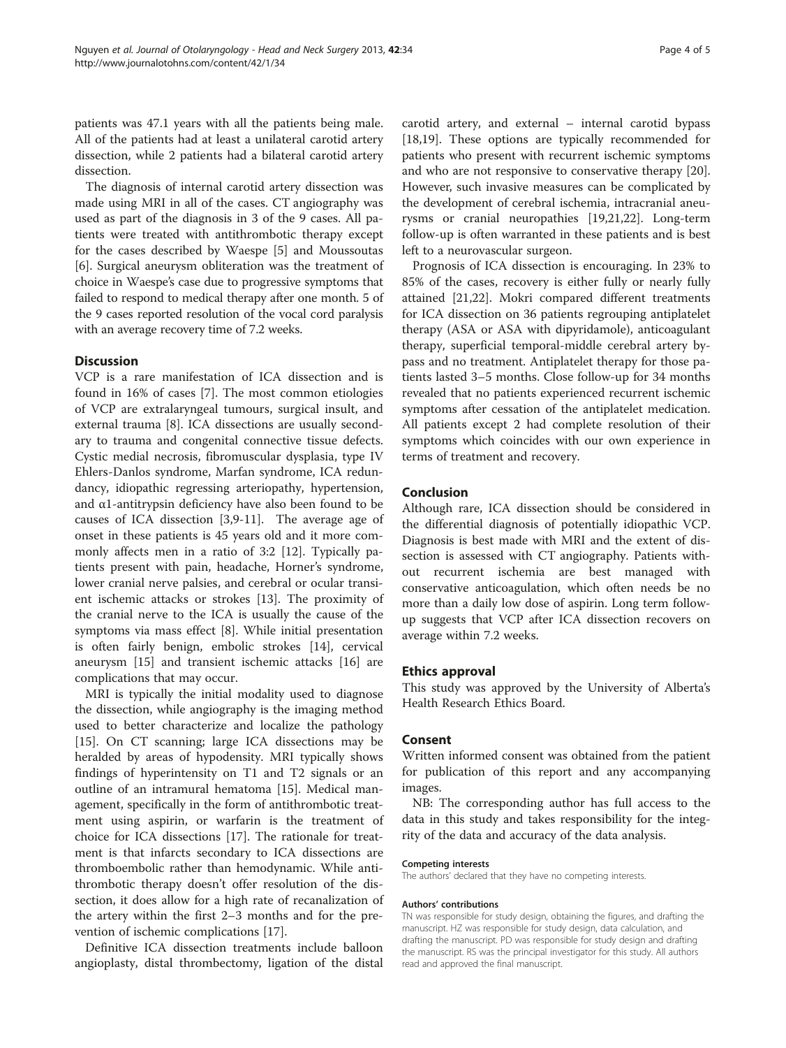patients was 47.1 years with all the patients being male. All of the patients had at least a unilateral carotid artery dissection, while 2 patients had a bilateral carotid artery dissection.

The diagnosis of internal carotid artery dissection was made using MRI in all of the cases. CT angiography was used as part of the diagnosis in 3 of the 9 cases. All patients were treated with antithrombotic therapy except for the cases described by Waespe [5] and Moussoutas [6]. Surgical aneurysm obliteration was the treatment of choice in Waespe's case due to progressive symptoms that failed to respond to medical therapy after one month. 5 of the 9 cases reported resolution of the vocal cord paralysis with an average recovery time of 7.2 weeks.

## Discussion

VCP is a rare manifestation of ICA dissection and is found in 16% of cases [7]. The most common etiologies of VCP are extralaryngeal tumours, surgical insult, and external trauma [8]. ICA dissections are usually secondary to trauma and congenital connective tissue defects. Cystic medial necrosis, fibromuscular dysplasia, type IV Ehlers-Danlos syndrome, Marfan syndrome, ICA redundancy, idiopathic regressing arteriopathy, hypertension, and α1-antitrypsin deficiency have also been found to be causes of ICA dissection [3,9-11]. The average age of onset in these patients is 45 years old and it more commonly affects men in a ratio of 3:2 [12]. Typically patients present with pain, headache, Horner's syndrome, lower cranial nerve palsies, and cerebral or ocular transient ischemic attacks or strokes [13]. The proximity of the cranial nerve to the ICA is usually the cause of the symptoms via mass effect [8]. While initial presentation is often fairly benign, embolic strokes [14], cervical aneurysm [15] and transient ischemic attacks [16] are complications that may occur.

MRI is typically the initial modality used to diagnose the dissection, while angiography is the imaging method used to better characterize and localize the pathology [15]. On CT scanning; large ICA dissections may be heralded by areas of hypodensity. MRI typically shows findings of hyperintensity on T1 and T2 signals or an outline of an intramural hematoma [15]. Medical management, specifically in the form of antithrombotic treatment using aspirin, or warfarin is the treatment of choice for ICA dissections [17]. The rationale for treatment is that infarcts secondary to ICA dissections are thromboembolic rather than hemodynamic. While antithrombotic therapy doesn't offer resolution of the dissection, it does allow for a high rate of recanalization of the artery within the first 2–3 months and for the prevention of ischemic complications [17].

Definitive ICA dissection treatments include balloon angioplasty, distal thrombectomy, ligation of the distal carotid artery, and external – internal carotid bypass [18,19]. These options are typically recommended for patients who present with recurrent ischemic symptoms and who are not responsive to conservative therapy [20]. However, such invasive measures can be complicated by the development of cerebral ischemia, intracranial aneurysms or cranial neuropathies [19,21,22]. Long-term follow-up is often warranted in these patients and is best left to a neurovascular surgeon.

Prognosis of ICA dissection is encouraging. In 23% to 85% of the cases, recovery is either fully or nearly fully attained [21,22]. Mokri compared different treatments for ICA dissection on 36 patients regrouping antiplatelet therapy (ASA or ASA with dipyridamole), anticoagulant therapy, superficial temporal-middle cerebral artery bypass and no treatment. Antiplatelet therapy for those patients lasted 3–5 months. Close follow-up for 34 months revealed that no patients experienced recurrent ischemic symptoms after cessation of the antiplatelet medication. All patients except 2 had complete resolution of their symptoms which coincides with our own experience in terms of treatment and recovery.

## Conclusion

Although rare, ICA dissection should be considered in the differential diagnosis of potentially idiopathic VCP. Diagnosis is best made with MRI and the extent of dissection is assessed with CT angiography. Patients without recurrent ischemia are best managed with conservative anticoagulation, which often needs be no more than a daily low dose of aspirin. Long term follow-up suggests that VCP after ICA dissection recovers on average within 7.2 weeks.

## Ethics approval

This study was approved by the University of Alberta's Health Research Ethics Board.

## Consent

Written informed consent was obtained from the patient for publication of this report and any accompanying images.

NB: The corresponding author has full access to the data in this study and takes responsibility for the integrity of the data and accuracy of the data analysis.

#### Competing interests

The authors' declared that they have no competing interests.

#### Authors' contributions

TN was responsible for study design, obtaining the figures, and drafting the manuscript. HZ was responsible for study design, data calculation, and drafting the manuscript. PD was responsible for study design and drafting the manuscript. RS was the principal investigator for this study. All authors read and approved the final manuscript.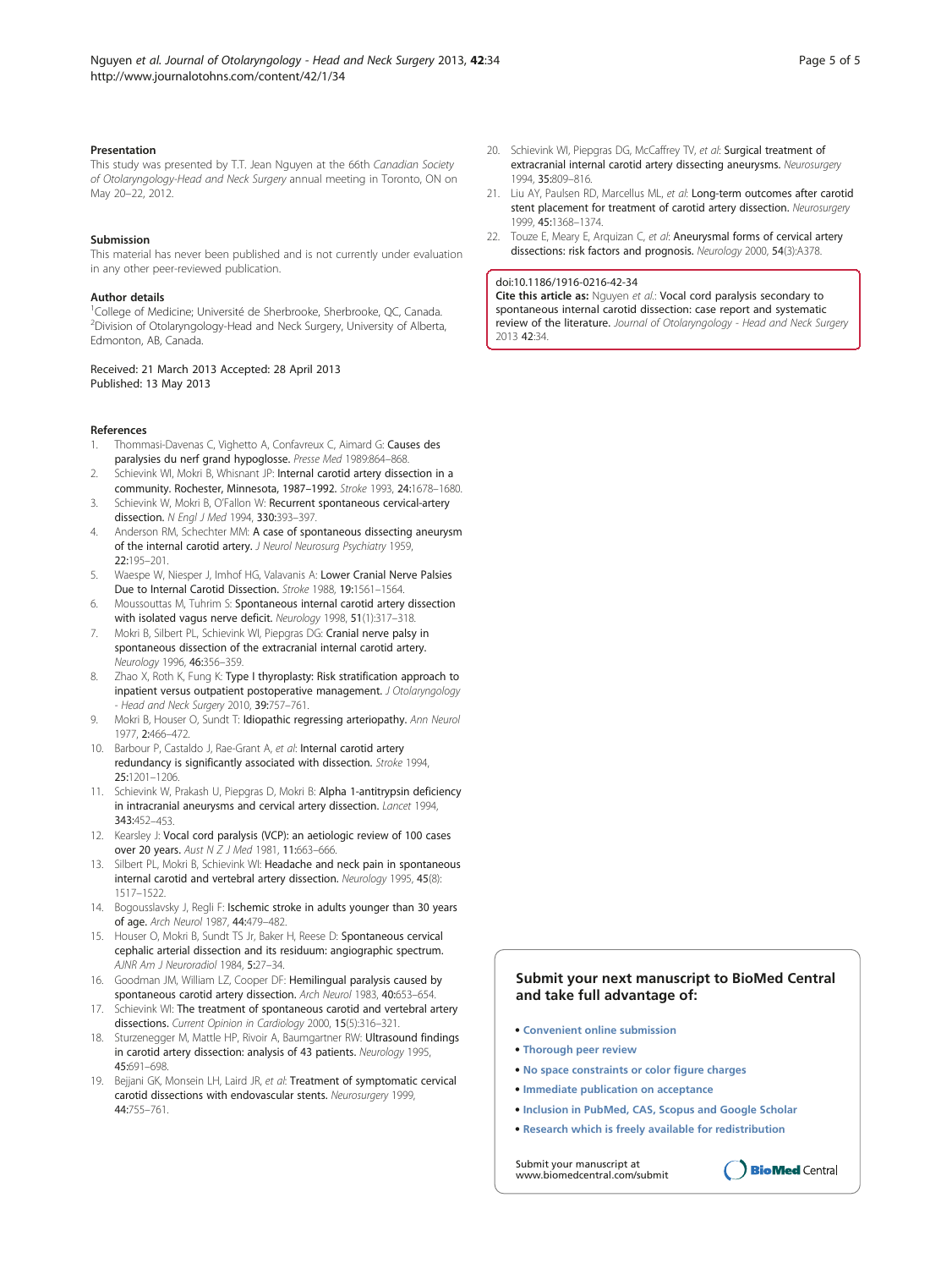### Presentation

This study was presented by T.T. Jean Nguyen at the 66th *Canadian Society of Otolaryngology-Head and Neck Surgery* annual meeting in Toronto, ON on May 20–22, 2012.

### Submission

This material has never been published and is not currently under evaluation in any other peer-reviewed publication.

### Author details

[1]College of Medicine; Université de Sherbrooke, Sherbrooke, QC, Canada. [2]Division of Otolaryngology-Head and Neck Surgery, University of Alberta, Edmonton, AB, Canada.

Received: 21 March 2013 Accepted: 28 April 2013
Published: 13 May 2013

### References

1. Thommasi-Davenas C, Vighetto A, Confavreux C, Aimard G: **Causes des paralysies du nerf grand hypoglosse.** *Presse Med* 1989:864–868.
2. Schievink WI, Mokri B, Whisnant JP: **Internal carotid artery dissection in a community. Rochester, Minnesota, 1987–1992.** *Stroke* 1993, **24:**1678–1680.
3. Schievink W, Mokri B, O'Fallon W: **Recurrent spontaneous cervical-artery dissection.** *N Engl J Med* 1994, **330:**393–397.
4. Anderson RM, Schechter MM: **A case of spontaneous dissecting aneurysm of the internal carotid artery.** *J Neurol Neurosurg Psychiatry* 1959, **22:**195–201.
5. Waespe W, Niesper J, Imhof HG, Valavanis A: **Lower Cranial Nerve Palsies Due to Internal Carotid Dissection.** *Stroke* 1988, **19:**1561–1564.
6. Moussouttas M, Tuhrim S: **Spontaneous internal carotid artery dissection with isolated vagus nerve deficit.** *Neurology* 1998, **51**(1):317–318.
7. Mokri B, Silbert PL, Schievink WI, Piepgras DG: **Cranial nerve palsy in spontaneous dissection of the extracranial internal carotid artery.** *Neurology* 1996, **46:**356–359.
8. Zhao X, Roth K, Fung K: **Type I thyroplasty: Risk stratification approach to inpatient versus outpatient postoperative management.** *J Otolaryngology - Head and Neck Surgery* 2010, **39:**757–761.
9. Mokri B, Houser O, Sundt T: **Idiopathic regressing arteriopathy.** *Ann Neurol* 1977, **2:**466–472.
10. Barbour P, Castaldo J, Rae-Grant A, *et al*: **Internal carotid artery redundancy is significantly associated with dissection.** *Stroke* 1994, **25:**1201–1206.
11. Schievink W, Prakash U, Piepgras D, Mokri B: **Alpha 1-antitrypsin deficiency in intracranial aneurysms and cervical artery dissection.** *Lancet* 1994, **343:**452–453.
12. Kearsley J: **Vocal cord paralysis (VCP): an aetiologic review of 100 cases over 20 years.** *Aust N Z J Med* 1981, **11:**663–666.
13. Silbert PL, Mokri B, Schievink WI: **Headache and neck pain in spontaneous internal carotid and vertebral artery dissection.** *Neurology* 1995, **45**(8): 1517–1522.
14. Bogousslavsky J, Regli F: **Ischemic stroke in adults younger than 30 years of age.** *Arch Neurol* 1987, **44:**479–482.
15. Houser O, Mokri B, Sundt TS Jr, Baker H, Reese D: **Spontaneous cervical cephalic arterial dissection and its residuum: angiographic spectrum.** *AJNR Am J Neuroradiol* 1984, **5:**27–34.
16. Goodman JM, William LZ, Cooper DF: **Hemilingual paralysis caused by spontaneous carotid artery dissection.** *Arch Neurol* 1983, **40:**653–654.
17. Schievink WI: **The treatment of spontaneous carotid and vertebral artery dissections.** *Current Opinion in Cardiology* 2000, **15**(5):316–321.
18. Sturzenegger M, Mattle HP, Rivoir A, Baumgartner RW: **Ultrasound findings in carotid artery dissection: analysis of 43 patients.** *Neurology* 1995, **45:**691–698.
19. Bejjani GK, Monsein LH, Laird JR, *et al*: **Treatment of symptomatic cervical carotid dissections with endovascular stents.** *Neurosurgery* 1999, **44:**755–761.
20. Schievink WI, Piepgras DG, McCaffrey TV, *et al*: **Surgical treatment of extracranial internal carotid artery dissecting aneurysms.** *Neurosurgery* 1994, **35:**809–816.
21. Liu AY, Paulsen RD, Marcellus ML, *et al*: **Long-term outcomes after carotid stent placement for treatment of carotid artery dissection.** *Neurosurgery* 1999, **45:**1368–1374.
22. Touze E, Meary E, Arquizan C, *et al*: **Aneurysmal forms of cervical artery dissections: risk factors and prognosis.** *Neurology* 2000, **54**(3):A378.

doi:10.1186/1916-0216-42-34

**Cite this article as:** Nguyen *et al.*: Vocal cord paralysis secondary to spontaneous internal carotid dissection: case report and systematic review of the literature. *Journal of Otolaryngology - Head and Neck Surgery* 2013 **42**:34.

**Submit your next manuscript to BioMed Central and take full advantage of:**

- Convenient online submission
- Thorough peer review
- No space constraints or color figure charges
- Immediate publication on acceptance
- Inclusion in PubMed, CAS, Scopus and Google Scholar
- Research which is freely available for redistribution

Submit your manuscript at
www.biomedcentral.com/submit

BioMed Central